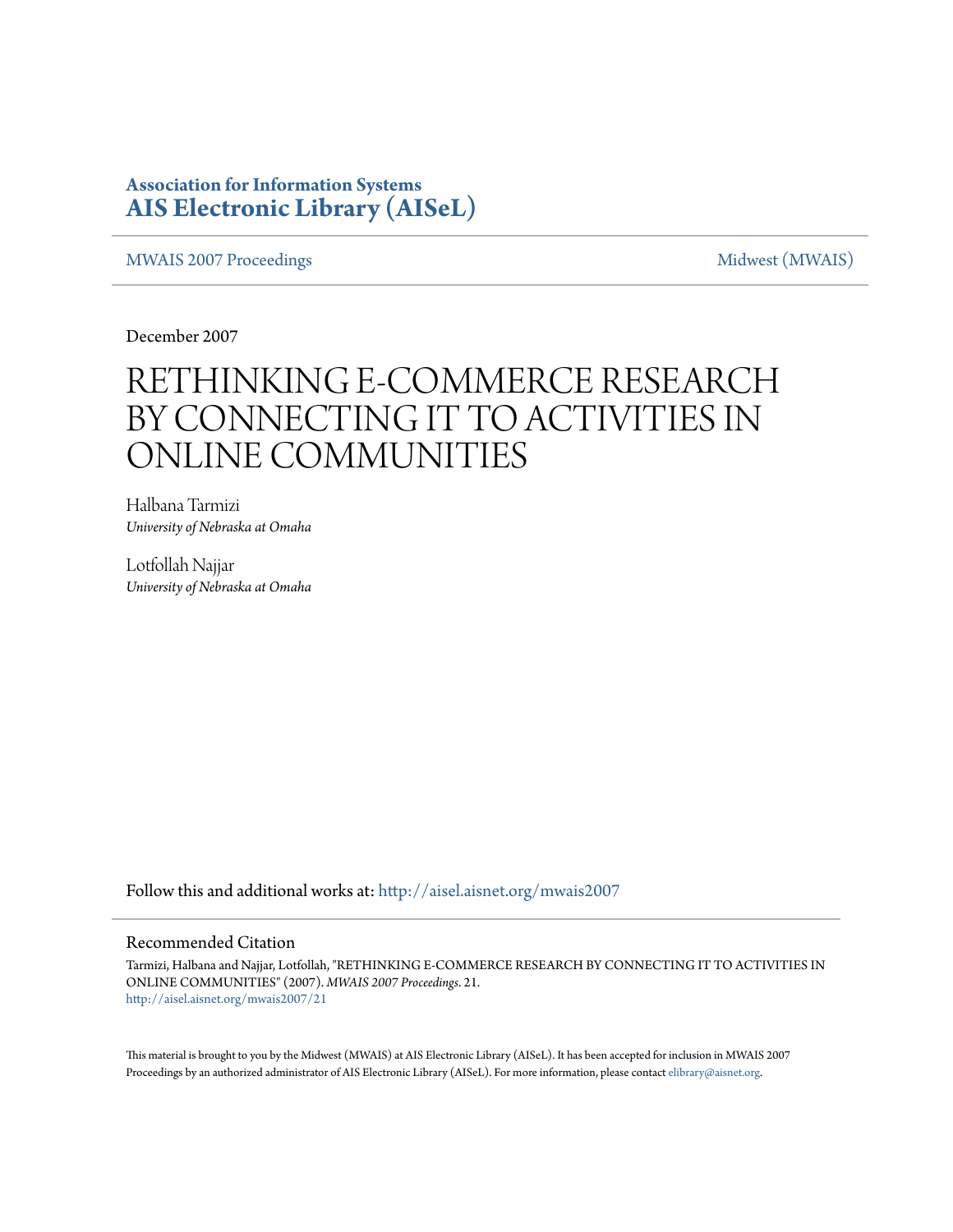**Association for Information Systems**
**AIS Electronic Library (AISeL)**

MWAIS 2007 Proceedings | Midwest (MWAIS)

December 2007

# RETHINKING E-COMMERCE RESEARCH BY CONNECTING IT TO ACTIVITIES IN ONLINE COMMUNITIES

Halbana Tarmizi
*University of Nebraska at Omaha*

Lotfollah Najjar
*University of Nebraska at Omaha*

Follow this and additional works at: http://aisel.aisnet.org/mwais2007

## Recommended Citation

Tarmizi, Halbana and Najjar, Lotfollah, "RETHINKING E-COMMERCE RESEARCH BY CONNECTING IT TO ACTIVITIES IN ONLINE COMMUNITIES" (2007). *MWAIS 2007 Proceedings*. 21.
http://aisel.aisnet.org/mwais2007/21

This material is brought to you by the Midwest (MWAIS) at AIS Electronic Library (AISeL). It has been accepted for inclusion in MWAIS 2007 Proceedings by an authorized administrator of AIS Electronic Library (AISeL). For more information, please contact elibrary@aisnet.org.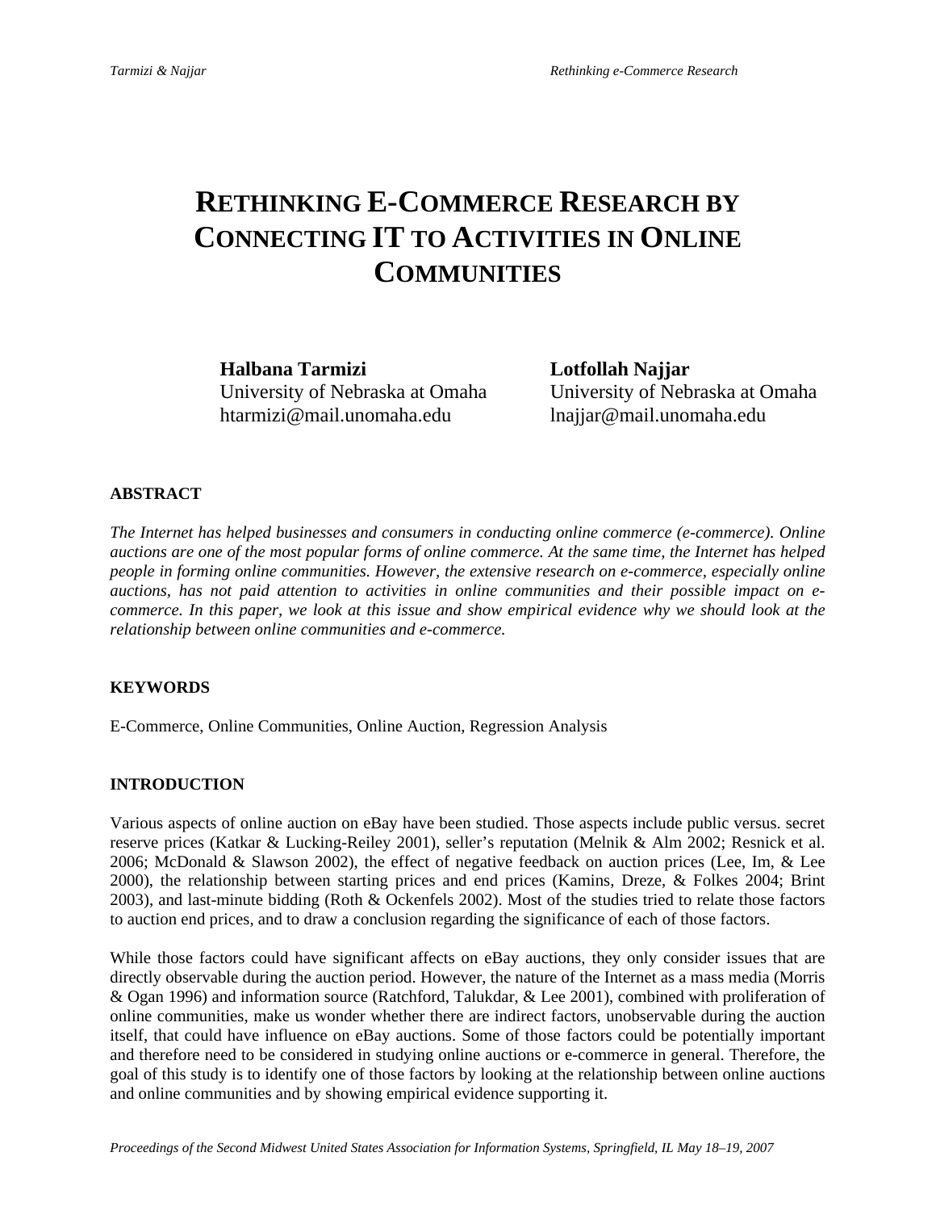# RETHINKING E-COMMERCE RESEARCH BY CONNECTING IT TO ACTIVITIES IN ONLINE COMMUNITIES

**Halbana Tarmizi**
University of Nebraska at Omaha
htarmizi@mail.unomaha.edu

**Lotfollah Najjar**
University of Nebraska at Omaha
lnajjar@mail.unomaha.edu

## ABSTRACT

*The Internet has helped businesses and consumers in conducting online commerce (e-commerce). Online auctions are one of the most popular forms of online commerce. At the same time, the Internet has helped people in forming online communities. However, the extensive research on e-commerce, especially online auctions, has not paid attention to activities in online communities and their possible impact on e-commerce. In this paper, we look at this issue and show empirical evidence why we should look at the relationship between online communities and e-commerce.*

## KEYWORDS

E-Commerce, Online Communities, Online Auction, Regression Analysis

## INTRODUCTION

Various aspects of online auction on eBay have been studied. Those aspects include public versus. secret reserve prices (Katkar & Lucking-Reiley 2001), seller's reputation (Melnik & Alm 2002; Resnick et al. 2006; McDonald & Slawson 2002), the effect of negative feedback on auction prices (Lee, Im, & Lee 2000), the relationship between starting prices and end prices (Kamins, Dreze, & Folkes 2004; Brint 2003), and last-minute bidding (Roth & Ockenfels 2002). Most of the studies tried to relate those factors to auction end prices, and to draw a conclusion regarding the significance of each of those factors.

While those factors could have significant affects on eBay auctions, they only consider issues that are directly observable during the auction period. However, the nature of the Internet as a mass media (Morris & Ogan 1996) and information source (Ratchford, Talukdar, & Lee 2001), combined with proliferation of online communities, make us wonder whether there are indirect factors, unobservable during the auction itself, that could have influence on eBay auctions. Some of those factors could be potentially important and therefore need to be considered in studying online auctions or e-commerce in general. Therefore, the goal of this study is to identify one of those factors by looking at the relationship between online auctions and online communities and by showing empirical evidence supporting it.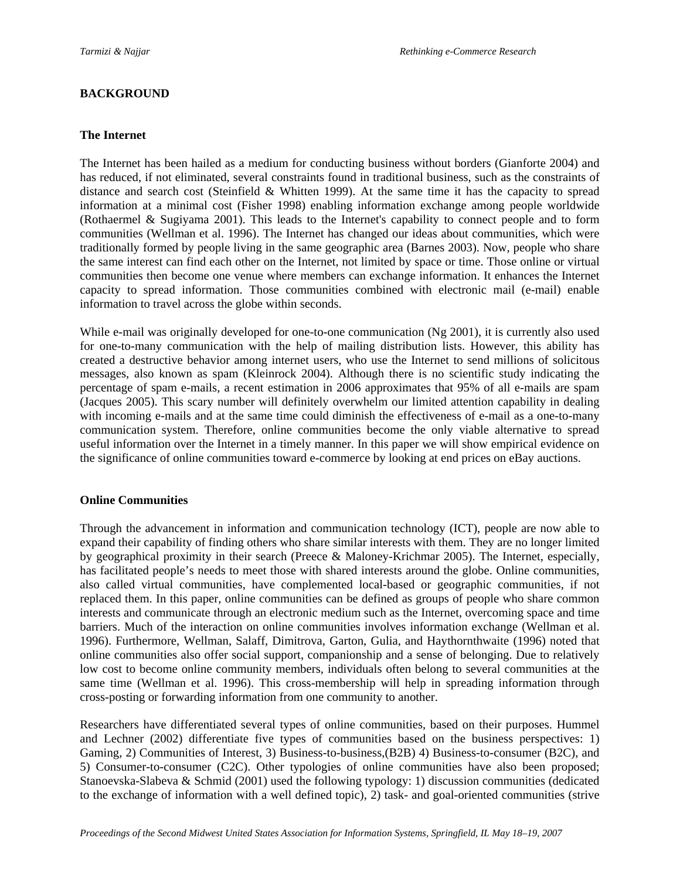## BACKGROUND

### The Internet

The Internet has been hailed as a medium for conducting business without borders (Gianforte 2004) and has reduced, if not eliminated, several constraints found in traditional business, such as the constraints of distance and search cost (Steinfield & Whitten 1999). At the same time it has the capacity to spread information at a minimal cost (Fisher 1998) enabling information exchange among people worldwide (Rothaermel & Sugiyama 2001). This leads to the Internet's capability to connect people and to form communities (Wellman et al. 1996). The Internet has changed our ideas about communities, which were traditionally formed by people living in the same geographic area (Barnes 2003). Now, people who share the same interest can find each other on the Internet, not limited by space or time. Those online or virtual communities then become one venue where members can exchange information. It enhances the Internet capacity to spread information. Those communities combined with electronic mail (e-mail) enable information to travel across the globe within seconds.

While e-mail was originally developed for one-to-one communication (Ng 2001), it is currently also used for one-to-many communication with the help of mailing distribution lists. However, this ability has created a destructive behavior among internet users, who use the Internet to send millions of solicitous messages, also known as spam (Kleinrock 2004). Although there is no scientific study indicating the percentage of spam e-mails, a recent estimation in 2006 approximates that 95% of all e-mails are spam (Jacques 2005). This scary number will definitely overwhelm our limited attention capability in dealing with incoming e-mails and at the same time could diminish the effectiveness of e-mail as a one-to-many communication system. Therefore, online communities become the only viable alternative to spread useful information over the Internet in a timely manner. In this paper we will show empirical evidence on the significance of online communities toward e-commerce by looking at end prices on eBay auctions.

### Online Communities

Through the advancement in information and communication technology (ICT), people are now able to expand their capability of finding others who share similar interests with them. They are no longer limited by geographical proximity in their search (Preece & Maloney-Krichmar 2005). The Internet, especially, has facilitated people's needs to meet those with shared interests around the globe. Online communities, also called virtual communities, have complemented local-based or geographic communities, if not replaced them. In this paper, online communities can be defined as groups of people who share common interests and communicate through an electronic medium such as the Internet, overcoming space and time barriers. Much of the interaction on online communities involves information exchange (Wellman et al. 1996). Furthermore, Wellman, Salaff, Dimitrova, Garton, Gulia, and Haythornthwaite (1996) noted that online communities also offer social support, companionship and a sense of belonging. Due to relatively low cost to become online community members, individuals often belong to several communities at the same time (Wellman et al. 1996). This cross-membership will help in spreading information through cross-posting or forwarding information from one community to another.

Researchers have differentiated several types of online communities, based on their purposes. Hummel and Lechner (2002) differentiate five types of communities based on the business perspectives: 1) Gaming, 2) Communities of Interest, 3) Business-to-business,(B2B) 4) Business-to-consumer (B2C), and 5) Consumer-to-consumer (C2C). Other typologies of online communities have also been proposed; Stanoevska-Slabeva & Schmid (2001) used the following typology: 1) discussion communities (dedicated to the exchange of information with a well defined topic), 2) task- and goal-oriented communities (strive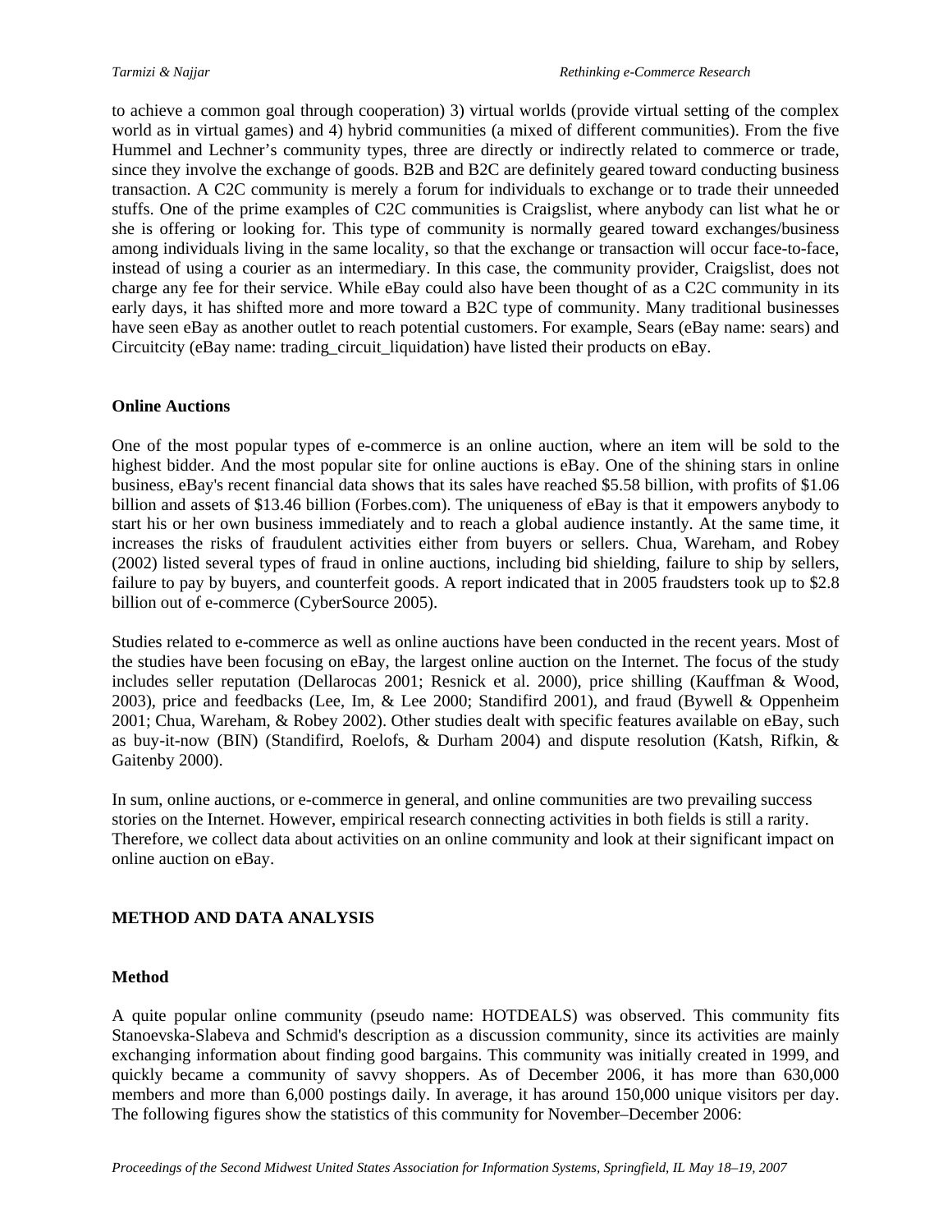to achieve a common goal through cooperation) 3) virtual worlds (provide virtual setting of the complex world as in virtual games) and 4) hybrid communities (a mixed of different communities). From the five Hummel and Lechner's community types, three are directly or indirectly related to commerce or trade, since they involve the exchange of goods. B2B and B2C are definitely geared toward conducting business transaction. A C2C community is merely a forum for individuals to exchange or to trade their unneeded stuffs. One of the prime examples of C2C communities is Craigslist, where anybody can list what he or she is offering or looking for. This type of community is normally geared toward exchanges/business among individuals living in the same locality, so that the exchange or transaction will occur face-to-face, instead of using a courier as an intermediary. In this case, the community provider, Craigslist, does not charge any fee for their service. While eBay could also have been thought of as a C2C community in its early days, it has shifted more and more toward a B2C type of community. Many traditional businesses have seen eBay as another outlet to reach potential customers. For example, Sears (eBay name: sears) and Circuitcity (eBay name: trading_circuit_liquidation) have listed their products on eBay.

### Online Auctions

One of the most popular types of e-commerce is an online auction, where an item will be sold to the highest bidder. And the most popular site for online auctions is eBay. One of the shining stars in online business, eBay's recent financial data shows that its sales have reached $5.58 billion, with profits of $1.06 billion and assets of $13.46 billion (Forbes.com). The uniqueness of eBay is that it empowers anybody to start his or her own business immediately and to reach a global audience instantly. At the same time, it increases the risks of fraudulent activities either from buyers or sellers. Chua, Wareham, and Robey (2002) listed several types of fraud in online auctions, including bid shielding, failure to ship by sellers, failure to pay by buyers, and counterfeit goods. A report indicated that in 2005 fraudsters took up to $2.8 billion out of e-commerce (CyberSource 2005).

Studies related to e-commerce as well as online auctions have been conducted in the recent years. Most of the studies have been focusing on eBay, the largest online auction on the Internet. The focus of the study includes seller reputation (Dellarocas 2001; Resnick et al. 2000), price shilling (Kauffman & Wood, 2003), price and feedbacks (Lee, Im, & Lee 2000; Standifird 2001), and fraud (Bywell & Oppenheim 2001; Chua, Wareham, & Robey 2002). Other studies dealt with specific features available on eBay, such as buy-it-now (BIN) (Standifird, Roelofs, & Durham 2004) and dispute resolution (Katsh, Rifkin, & Gaitenby 2000).

In sum, online auctions, or e-commerce in general, and online communities are two prevailing success stories on the Internet. However, empirical research connecting activities in both fields is still a rarity. Therefore, we collect data about activities on an online community and look at their significant impact on online auction on eBay.

## METHOD AND DATA ANALYSIS

### Method

A quite popular online community (pseudo name: HOTDEALS) was observed. This community fits Stanoevska-Slabeva and Schmid's description as a discussion community, since its activities are mainly exchanging information about finding good bargains. This community was initially created in 1999, and quickly became a community of savvy shoppers. As of December 2006, it has more than 630,000 members and more than 6,000 postings daily. In average, it has around 150,000 unique visitors per day. The following figures show the statistics of this community for November–December 2006: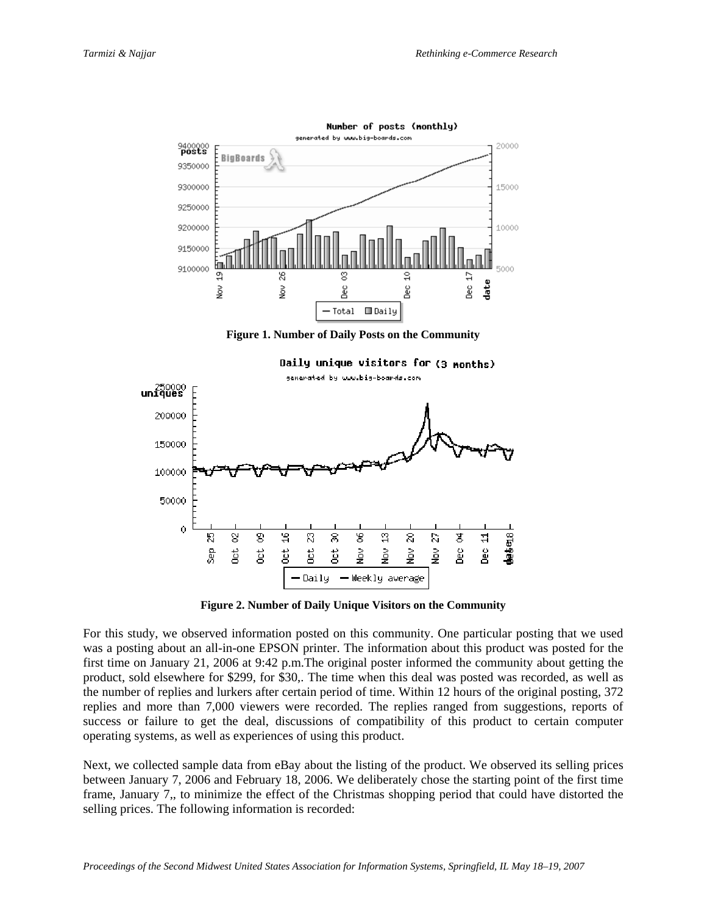**Figure 1. Number of Daily Posts on the Community**

**Figure 2. Number of Daily Unique Visitors on the Community**

For this study, we observed information posted on this community. One particular posting that we used was a posting about an all-in-one EPSON printer. The information about this product was posted for the first time on January 21, 2006 at 9:42 p.m.The original poster informed the community about getting the product, sold elsewhere for $299, for $30,. The time when this deal was posted was recorded, as well as the number of replies and lurkers after certain period of time. Within 12 hours of the original posting, 372 replies and more than 7,000 viewers were recorded. The replies ranged from suggestions, reports of success or failure to get the deal, discussions of compatibility of this product to certain computer operating systems, as well as experiences of using this product.

Next, we collected sample data from eBay about the listing of the product. We observed its selling prices between January 7, 2006 and February 18, 2006. We deliberately chose the starting point of the first time frame, January 7,, to minimize the effect of the Christmas shopping period that could have distorted the selling prices. The following information is recorded: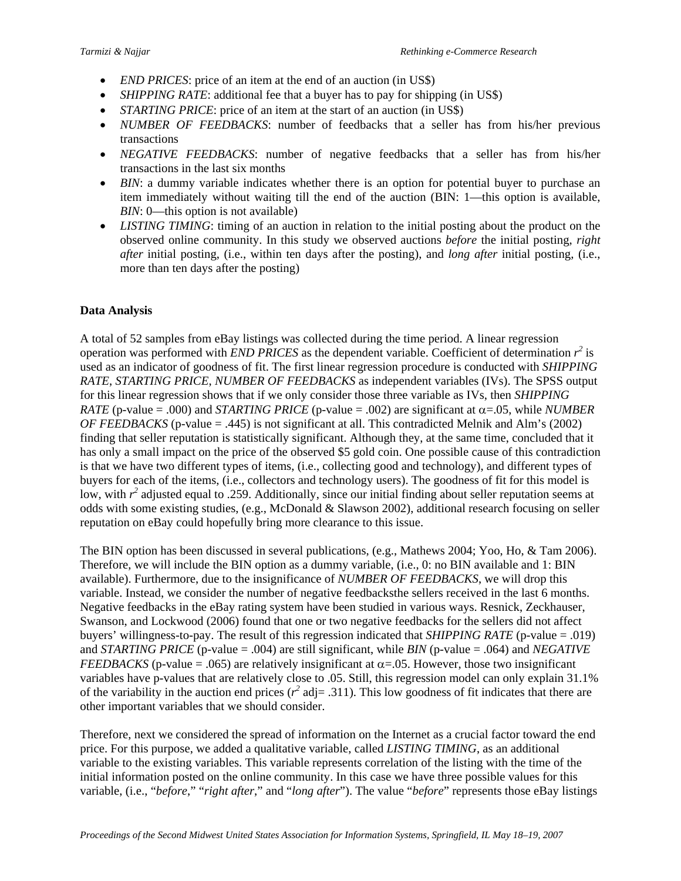- *END PRICES*: price of an item at the end of an auction (in US$)
- *SHIPPING RATE*: additional fee that a buyer has to pay for shipping (in US$)
- *STARTING PRICE*: price of an item at the start of an auction (in US$)
- *NUMBER OF FEEDBACKS*: number of feedbacks that a seller has from his/her previous transactions
- *NEGATIVE FEEDBACKS*: number of negative feedbacks that a seller has from his/her transactions in the last six months
- *BIN*: a dummy variable indicates whether there is an option for potential buyer to purchase an item immediately without waiting till the end of the auction (BIN: 1—this option is available, *BIN*: 0—this option is not available)
- *LISTING TIMING*: timing of an auction in relation to the initial posting about the product on the observed online community. In this study we observed auctions *before* the initial posting, *right after* initial posting, (i.e., within ten days after the posting), and *long after* initial posting, (i.e., more than ten days after the posting)

**Data Analysis**

A total of 52 samples from eBay listings was collected during the time period. A linear regression operation was performed with *END PRICES* as the dependent variable. Coefficient of determination $r^2$ is used as an indicator of goodness of fit. The first linear regression procedure is conducted with *SHIPPING RATE*, *STARTING PRICE*, *NUMBER OF FEEDBACKS* as independent variables (IVs). The SPSS output for this linear regression shows that if we only consider those three variable as IVs, then *SHIPPING RATE* (p-value = .000) and *STARTING PRICE* (p-value = .002) are significant at $\alpha$=.05, while *NUMBER OF FEEDBACKS* (p-value = .445) is not significant at all. This contradicted Melnik and Alm's (2002) finding that seller reputation is statistically significant. Although they, at the same time, concluded that it has only a small impact on the price of the observed $5 gold coin. One possible cause of this contradiction is that we have two different types of items, (i.e., collecting good and technology), and different types of buyers for each of the items, (i.e., collectors and technology users). The goodness of fit for this model is low, with $r^2$ adjusted equal to .259. Additionally, since our initial finding about seller reputation seems at odds with some existing studies, (e.g., McDonald & Slawson 2002), additional research focusing on seller reputation on eBay could hopefully bring more clearance to this issue.

The BIN option has been discussed in several publications, (e.g., Mathews 2004; Yoo, Ho, & Tam 2006). Therefore, we will include the BIN option as a dummy variable, (i.e., 0: no BIN available and 1: BIN available). Furthermore, due to the insignificance of *NUMBER OF FEEDBACKS*, we will drop this variable. Instead, we consider the number of negative feedbacksthe sellers received in the last 6 months. Negative feedbacks in the eBay rating system have been studied in various ways. Resnick, Zeckhauser, Swanson, and Lockwood (2006) found that one or two negative feedbacks for the sellers did not affect buyers' willingness-to-pay. The result of this regression indicated that *SHIPPING RATE* (p-value = .019) and *STARTING PRICE* (p-value = .004) are still significant, while *BIN* (p-value = .064) and *NEGATIVE FEEDBACKS* (p-value = .065) are relatively insignificant at $\alpha$=.05. However, those two insignificant variables have p-values that are relatively close to .05. Still, this regression model can only explain 31.1% of the variability in the auction end prices ($r^2$ adj= .311). This low goodness of fit indicates that there are other important variables that we should consider.

Therefore, next we considered the spread of information on the Internet as a crucial factor toward the end price. For this purpose, we added a qualitative variable, called *LISTING TIMING*, as an additional variable to the existing variables. This variable represents correlation of the listing with the time of the initial information posted on the online community. In this case we have three possible values for this variable, (i.e., "*before*," "*right after*," and "*long after*"). The value "*before*" represents those eBay listings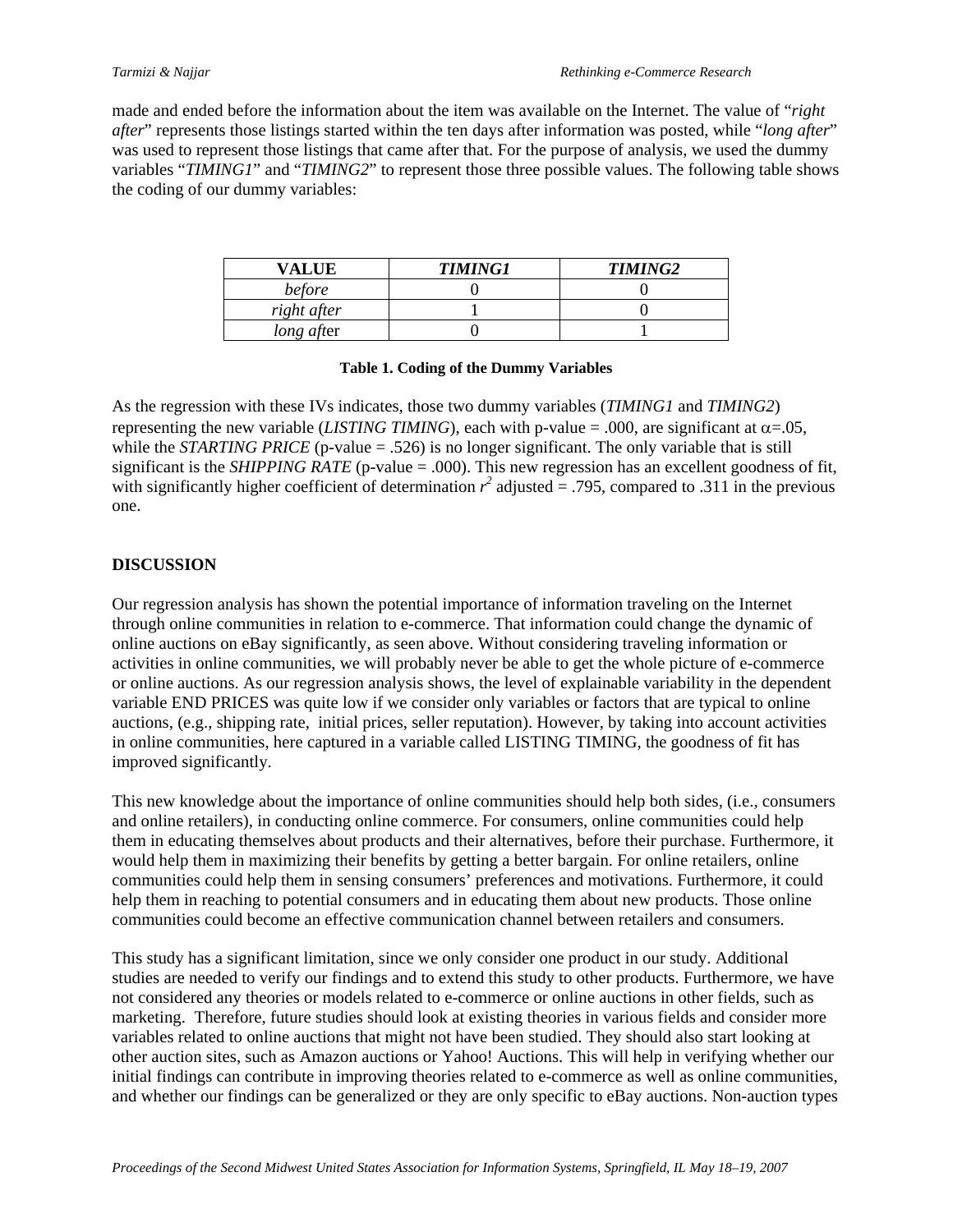made and ended before the information about the item was available on the Internet. The value of "*right after*" represents those listings started within the ten days after information was posted, while "*long after*" was used to represent those listings that came after that. For the purpose of analysis, we used the dummy variables "*TIMING1*" and "*TIMING2*" to represent those three possible values. The following table shows the coding of our dummy variables:

| VALUE | *TIMING1* | *TIMING2* |
|---|---|---|
| *before* | 0 | 0 |
| *right after* | 1 | 0 |
| *long after* | 0 | 1 |

**Table 1. Coding of the Dummy Variables**

As the regression with these IVs indicates, those two dummy variables (*TIMING1* and *TIMING2*) representing the new variable (*LISTING TIMING*), each with p-value = .000, are significant at $\alpha$=.05, while the *STARTING PRICE* (p-value = .526) is no longer significant. The only variable that is still significant is the *SHIPPING RATE* (p-value = .000). This new regression has an excellent goodness of fit, with significantly higher coefficient of determination $r^2$ adjusted = .795, compared to .311 in the previous one.

## DISCUSSION

Our regression analysis has shown the potential importance of information traveling on the Internet through online communities in relation to e-commerce. That information could change the dynamic of online auctions on eBay significantly, as seen above. Without considering traveling information or activities in online communities, we will probably never be able to get the whole picture of e-commerce or online auctions. As our regression analysis shows, the level of explainable variability in the dependent variable END PRICES was quite low if we consider only variables or factors that are typical to online auctions, (e.g., shipping rate, initial prices, seller reputation). However, by taking into account activities in online communities, here captured in a variable called LISTING TIMING, the goodness of fit has improved significantly.

This new knowledge about the importance of online communities should help both sides, (i.e., consumers and online retailers), in conducting online commerce. For consumers, online communities could help them in educating themselves about products and their alternatives, before their purchase. Furthermore, it would help them in maximizing their benefits by getting a better bargain. For online retailers, online communities could help them in sensing consumers' preferences and motivations. Furthermore, it could help them in reaching to potential consumers and in educating them about new products. Those online communities could become an effective communication channel between retailers and consumers.

This study has a significant limitation, since we only consider one product in our study. Additional studies are needed to verify our findings and to extend this study to other products. Furthermore, we have not considered any theories or models related to e-commerce or online auctions in other fields, such as marketing. Therefore, future studies should look at existing theories in various fields and consider more variables related to online auctions that might not have been studied. They should also start looking at other auction sites, such as Amazon auctions or Yahoo! Auctions. This will help in verifying whether our initial findings can contribute in improving theories related to e-commerce as well as online communities, and whether our findings can be generalized or they are only specific to eBay auctions. Non-auction types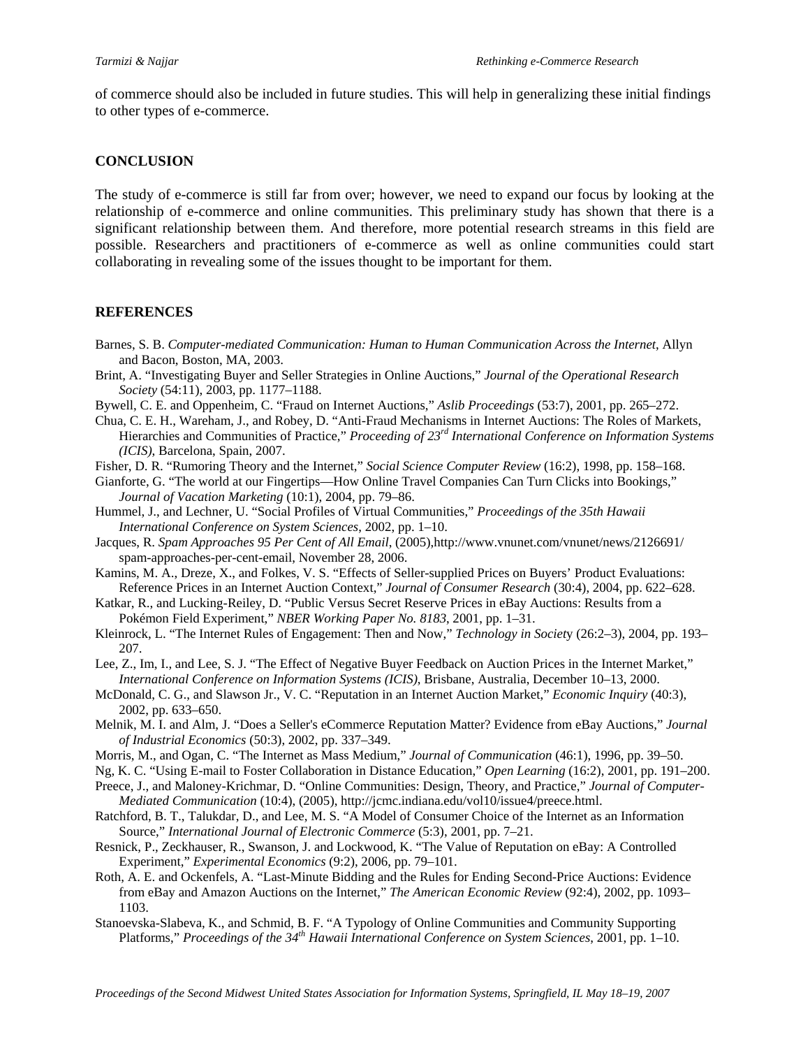of commerce should also be included in future studies. This will help in generalizing these initial findings to other types of e-commerce.

## CONCLUSION

The study of e-commerce is still far from over; however, we need to expand our focus by looking at the relationship of e-commerce and online communities. This preliminary study has shown that there is a significant relationship between them. And therefore, more potential research streams in this field are possible. Researchers and practitioners of e-commerce as well as online communities could start collaborating in revealing some of the issues thought to be important for them.

## REFERENCES

Barnes, S. B. *Computer-mediated Communication: Human to Human Communication Across the Internet*, Allyn and Bacon, Boston, MA, 2003.

Brint, A. "Investigating Buyer and Seller Strategies in Online Auctions," *Journal of the Operational Research Society* (54:11), 2003, pp. 1177–1188.

Bywell, C. E. and Oppenheim, C. "Fraud on Internet Auctions," *Aslib Proceedings* (53:7), 2001, pp. 265–272.

Chua, C. E. H., Wareham, J., and Robey, D. "Anti-Fraud Mechanisms in Internet Auctions: The Roles of Markets, Hierarchies and Communities of Practice," *Proceeding of 23rd International Conference on Information Systems (ICIS)*, Barcelona, Spain, 2007.

Fisher, D. R. "Rumoring Theory and the Internet," *Social Science Computer Review* (16:2), 1998, pp. 158–168.

Gianforte, G. "The world at our Fingertips—How Online Travel Companies Can Turn Clicks into Bookings," *Journal of Vacation Marketing* (10:1), 2004, pp. 79–86.

Hummel, J., and Lechner, U. "Social Profiles of Virtual Communities," *Proceedings of the 35th Hawaii International Conference on System Sciences*, 2002, pp. 1–10.

Jacques, R. *Spam Approaches 95 Per Cent of All Email*, (2005),http://www.vnunet.com/vnunet/news/2126691/spam-approaches-per-cent-email, November 28, 2006.

Kamins, M. A., Dreze, X., and Folkes, V. S. "Effects of Seller-supplied Prices on Buyers' Product Evaluations: Reference Prices in an Internet Auction Context," *Journal of Consumer Research* (30:4), 2004, pp. 622–628.

Katkar, R., and Lucking-Reiley, D. "Public Versus Secret Reserve Prices in eBay Auctions: Results from a Pokémon Field Experiment," *NBER Working Paper No. 8183*, 2001, pp. 1–31.

Kleinrock, L. "The Internet Rules of Engagement: Then and Now," *Technology in Society* (26:2–3), 2004, pp. 193–207.

Lee, Z., Im, I., and Lee, S. J. "The Effect of Negative Buyer Feedback on Auction Prices in the Internet Market," *International Conference on Information Systems (ICIS)*, Brisbane, Australia, December 10–13, 2000.

McDonald, C. G., and Slawson Jr., V. C. "Reputation in an Internet Auction Market," *Economic Inquiry* (40:3), 2002, pp. 633–650.

Melnik, M. I. and Alm, J. "Does a Seller's eCommerce Reputation Matter? Evidence from eBay Auctions," *Journal of Industrial Economics* (50:3), 2002, pp. 337–349.

Morris, M., and Ogan, C. "The Internet as Mass Medium," *Journal of Communication* (46:1), 1996, pp. 39–50.

Ng, K. C. "Using E-mail to Foster Collaboration in Distance Education," *Open Learning* (16:2), 2001, pp. 191–200.

Preece, J., and Maloney-Krichmar, D. "Online Communities: Design, Theory, and Practice," *Journal of Computer-Mediated Communication* (10:4), (2005), http://jcmc.indiana.edu/vol10/issue4/preece.html.

Ratchford, B. T., Talukdar, D., and Lee, M. S. "A Model of Consumer Choice of the Internet as an Information Source," *International Journal of Electronic Commerce* (5:3), 2001, pp. 7–21.

Resnick, P., Zeckhauser, R., Swanson, J. and Lockwood, K. "The Value of Reputation on eBay: A Controlled Experiment," *Experimental Economics* (9:2), 2006, pp. 79–101.

Roth, A. E. and Ockenfels, A. "Last-Minute Bidding and the Rules for Ending Second-Price Auctions: Evidence from eBay and Amazon Auctions on the Internet," *The American Economic Review* (92:4), 2002, pp. 1093–1103.

Stanoevska-Slabeva, K., and Schmid, B. F. "A Typology of Online Communities and Community Supporting Platforms," *Proceedings of the 34th Hawaii International Conference on System Sciences*, 2001, pp. 1–10.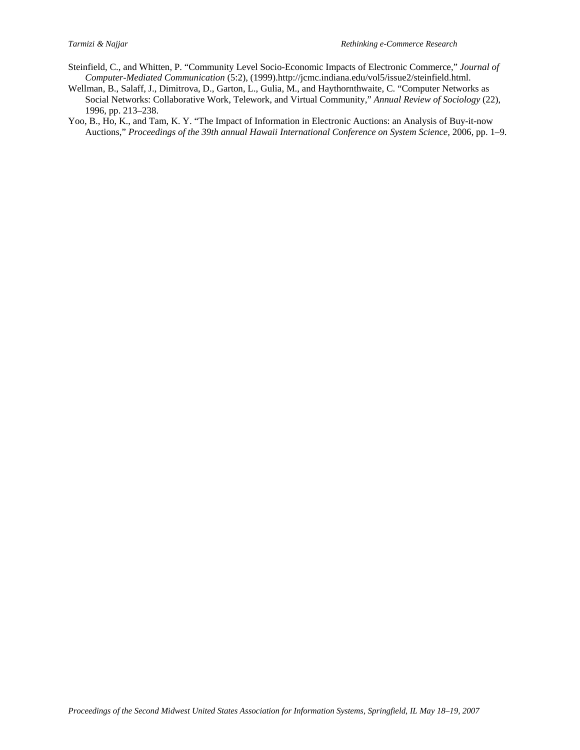Steinfield, C., and Whitten, P. "Community Level Socio-Economic Impacts of Electronic Commerce," *Journal of Computer-Mediated Communication* (5:2), (1999).http://jcmc.indiana.edu/vol5/issue2/steinfield.html.

Wellman, B., Salaff, J., Dimitrova, D., Garton, L., Gulia, M., and Haythornthwaite, C. "Computer Networks as Social Networks: Collaborative Work, Telework, and Virtual Community," *Annual Review of Sociology* (22), 1996, pp. 213–238.

Yoo, B., Ho, K., and Tam, K. Y. "The Impact of Information in Electronic Auctions: an Analysis of Buy-it-now Auctions," *Proceedings of the 39th annual Hawaii International Conference on System Science*, 2006, pp. 1–9.